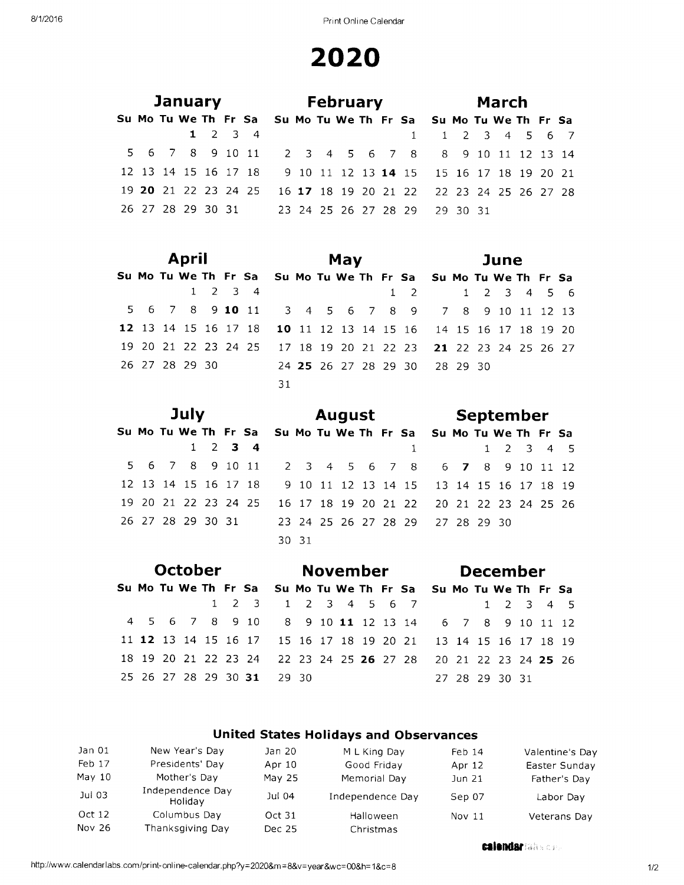# 2020

## January

| Su | Mo | Tu | We | Th | Fr | Sa |
|---|---|---|---|---|---|---|
| | | | **1** | 2 | 3 | 4 |
| 5 | 6 | 7 | 8 | 9 | 10 | 11 |
| 12 | 13 | 14 | 15 | 16 | 17 | 18 |
| 19 | **20** | 21 | 22 | 23 | 24 | 25 |
| 26 | 27 | 28 | 29 | 30 | 31 | |

## February

| Su | Mo | Tu | We | Th | Fr | Sa |
|---|---|---|---|---|---|---|
| | | | | | | 1 |
| 2 | 3 | 4 | 5 | 6 | 7 | 8 |
| 9 | 10 | 11 | 12 | 13 | **14** | 15 |
| 16 | **17** | 18 | 19 | 20 | 21 | 22 |
| 23 | 24 | 25 | 26 | 27 | 28 | 29 |

## March

| Su | Mo | Tu | We | Th | Fr | Sa |
|---|---|---|---|---|---|---|
| 1 | 2 | 3 | 4 | 5 | 6 | 7 |
| 8 | 9 | 10 | 11 | 12 | 13 | 14 |
| 15 | 16 | 17 | 18 | 19 | 20 | 21 |
| 22 | 23 | 24 | 25 | 26 | 27 | 28 |
| 29 | 30 | 31 | | | | |

## April

| Su | Mo | Tu | We | Th | Fr | Sa |
|---|---|---|---|---|---|---|
| | | | 1 | 2 | 3 | 4 |
| 5 | 6 | 7 | 8 | 9 | **10** | 11 |
| **12** | 13 | 14 | 15 | 16 | 17 | 18 |
| 19 | 20 | 21 | 22 | 23 | 24 | 25 |
| 26 | 27 | 28 | 29 | 30 | | |

## May

| Su | Mo | Tu | We | Th | Fr | Sa |
|---|---|---|---|---|---|---|
| | | | | | 1 | 2 |
| 3 | 4 | 5 | 6 | 7 | 8 | 9 |
| **10** | 11 | 12 | 13 | 14 | 15 | 16 |
| 17 | 18 | 19 | 20 | 21 | 22 | 23 |
| 24 | **25** | 26 | 27 | 28 | 29 | 30 |
| 31 | | | | | | |

## June

| Su | Mo | Tu | We | Th | Fr | Sa |
|---|---|---|---|---|---|---|
| | 1 | 2 | 3 | 4 | 5 | 6 |
| 7 | 8 | 9 | 10 | 11 | 12 | 13 |
| 14 | 15 | 16 | 17 | 18 | 19 | 20 |
| **21** | 22 | 23 | 24 | 25 | 26 | 27 |
| 28 | 29 | 30 | | | | |

## July

| Su | Mo | Tu | We | Th | Fr | Sa |
|---|---|---|---|---|---|---|
| | | | 1 | 2 | **3** | **4** |
| 5 | 6 | 7 | 8 | 9 | 10 | 11 |
| 12 | 13 | 14 | 15 | 16 | 17 | 18 |
| 19 | 20 | 21 | 22 | 23 | 24 | 25 |
| 26 | 27 | 28 | 29 | 30 | 31 | |

## August

| Su | Mo | Tu | We | Th | Fr | Sa |
|---|---|---|---|---|---|---|
| | | | | | | 1 |
| 2 | 3 | 4 | 5 | 6 | 7 | 8 |
| 9 | 10 | 11 | 12 | 13 | 14 | 15 |
| 16 | 17 | 18 | 19 | 20 | 21 | 22 |
| 23 | 24 | 25 | 26 | 27 | 28 | 29 |
| 30 | 31 | | | | | |

## September

| Su | Mo | Tu | We | Th | Fr | Sa |
|---|---|---|---|---|---|---|
| | | 1 | 2 | 3 | 4 | 5 |
| 6 | **7** | 8 | 9 | 10 | 11 | 12 |
| 13 | 14 | 15 | 16 | 17 | 18 | 19 |
| 20 | 21 | 22 | 23 | 24 | 25 | 26 |
| 27 | 28 | 29 | 30 | | | |

## October

| Su | Mo | Tu | We | Th | Fr | Sa |
|---|---|---|---|---|---|---|
| | | | | 1 | 2 | 3 |
| 4 | 5 | 6 | 7 | 8 | 9 | 10 |
| 11 | **12** | 13 | 14 | 15 | 16 | 17 |
| 18 | 19 | 20 | 21 | 22 | 23 | 24 |
| 25 | 26 | 27 | 28 | 29 | 30 | **31** |

## November

| Su | Mo | Tu | We | Th | Fr | Sa |
|---|---|---|---|---|---|---|
| 1 | 2 | 3 | 4 | 5 | 6 | 7 |
| 8 | 9 | 10 | **11** | 12 | 13 | 14 |
| 15 | 16 | 17 | 18 | 19 | 20 | 21 |
| 22 | 23 | 24 | 25 | **26** | 27 | 28 |
| 29 | 30 | | | | | |

## December

| Su | Mo | Tu | We | Th | Fr | Sa |
|---|---|---|---|---|---|---|
| | | 1 | 2 | 3 | 4 | 5 |
| 6 | 7 | 8 | 9 | 10 | 11 | 12 |
| 13 | 14 | 15 | 16 | 17 | 18 | 19 |
| 20 | 21 | 22 | 23 | 24 | **25** | 26 |
| 27 | 28 | 29 | 30 | 31 | | |

## United States Holidays and Observances

| Date | Holiday | Date | Holiday | Date | Holiday |
|---|---|---|---|---|---|
| Jan 01 | New Year's Day | Jan 20 | M L King Day | Feb 14 | Valentine's Day |
| Feb 17 | Presidents' Day | Apr 10 | Good Friday | Apr 12 | Easter Sunday |
| May 10 | Mother's Day | May 25 | Memorial Day | Jun 21 | Father's Day |
| Jul 03 | Independence Day Holiday | Jul 04 | Independence Day | Sep 07 | Labor Day |
| Oct 12 | Columbus Day | Oct 31 | Halloween | Nov 11 | Veterans Day |
| Nov 26 | Thanksgiving Day | Dec 25 | Christmas | | |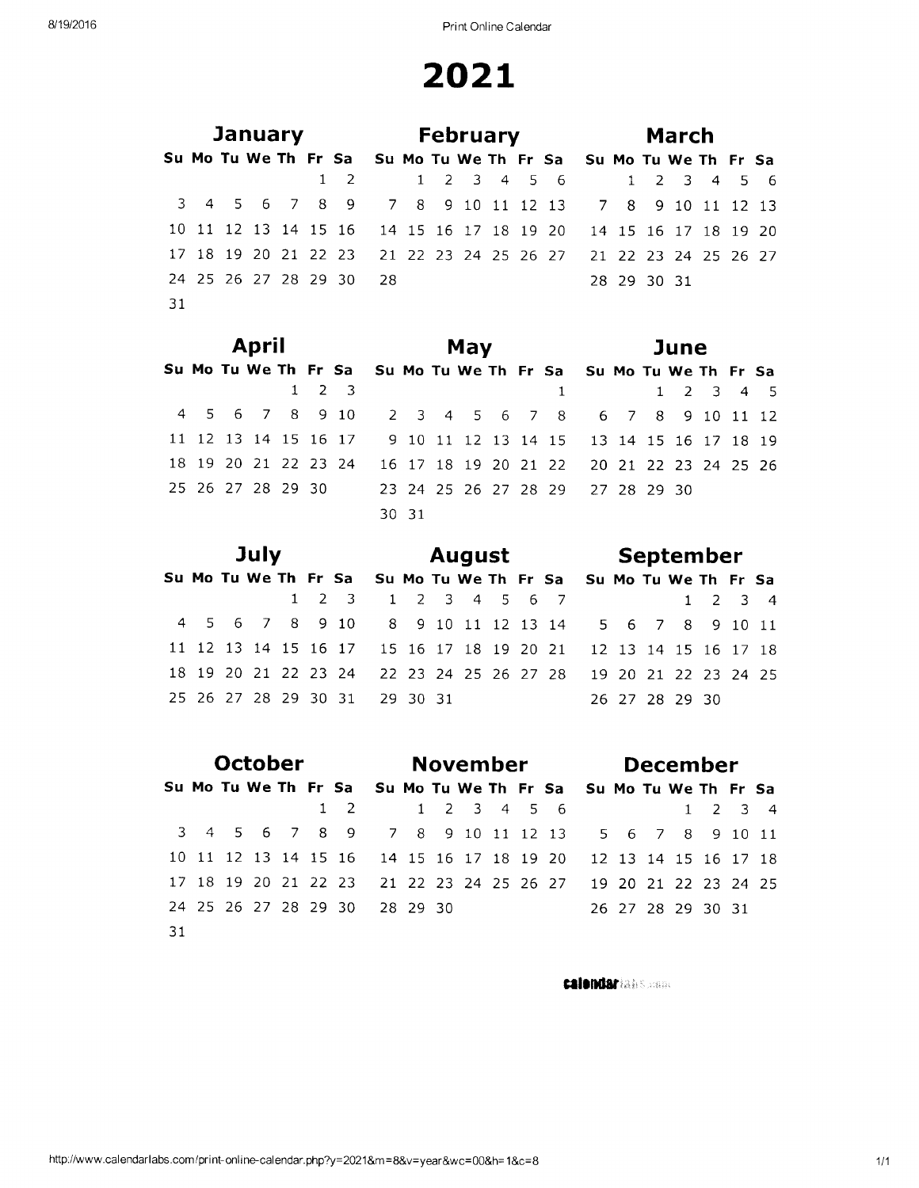# 2021

## January

| Su | Mo | Tu | We | Th | Fr | Sa |
|---|---|---|---|---|---|---|
| | | | | | 1 | 2 |
| 3 | 4 | 5 | 6 | 7 | 8 | 9 |
| 10 | 11 | 12 | 13 | 14 | 15 | 16 |
| 17 | 18 | 19 | 20 | 21 | 22 | 23 |
| 24 | 25 | 26 | 27 | 28 | 29 | 30 |
| 31 | | | | | | |

## February

| Su | Mo | Tu | We | Th | Fr | Sa |
|---|---|---|---|---|---|---|
| | 1 | 2 | 3 | 4 | 5 | 6 |
| 7 | 8 | 9 | 10 | 11 | 12 | 13 |
| 14 | 15 | 16 | 17 | 18 | 19 | 20 |
| 21 | 22 | 23 | 24 | 25 | 26 | 27 |
| 28 | | | | | | |

## March

| Su | Mo | Tu | We | Th | Fr | Sa |
|---|---|---|---|---|---|---|
| | 1 | 2 | 3 | 4 | 5 | 6 |
| 7 | 8 | 9 | 10 | 11 | 12 | 13 |
| 14 | 15 | 16 | 17 | 18 | 19 | 20 |
| 21 | 22 | 23 | 24 | 25 | 26 | 27 |
| 28 | 29 | 30 | 31 | | | |

## April

| Su | Mo | Tu | We | Th | Fr | Sa |
|---|---|---|---|---|---|---|
| | | | | 1 | 2 | 3 |
| 4 | 5 | 6 | 7 | 8 | 9 | 10 |
| 11 | 12 | 13 | 14 | 15 | 16 | 17 |
| 18 | 19 | 20 | 21 | 22 | 23 | 24 |
| 25 | 26 | 27 | 28 | 29 | 30 | |

## May

| Su | Mo | Tu | We | Th | Fr | Sa |
|---|---|---|---|---|---|---|
| | | | | | | 1 |
| 2 | 3 | 4 | 5 | 6 | 7 | 8 |
| 9 | 10 | 11 | 12 | 13 | 14 | 15 |
| 16 | 17 | 18 | 19 | 20 | 21 | 22 |
| 23 | 24 | 25 | 26 | 27 | 28 | 29 |
| 30 | 31 | | | | | |

## June

| Su | Mo | Tu | We | Th | Fr | Sa |
|---|---|---|---|---|---|---|
| | | 1 | 2 | 3 | 4 | 5 |
| 6 | 7 | 8 | 9 | 10 | 11 | 12 |
| 13 | 14 | 15 | 16 | 17 | 18 | 19 |
| 20 | 21 | 22 | 23 | 24 | 25 | 26 |
| 27 | 28 | 29 | 30 | | | |

## July

| Su | Mo | Tu | We | Th | Fr | Sa |
|---|---|---|---|---|---|---|
| | | | | 1 | 2 | 3 |
| 4 | 5 | 6 | 7 | 8 | 9 | 10 |
| 11 | 12 | 13 | 14 | 15 | 16 | 17 |
| 18 | 19 | 20 | 21 | 22 | 23 | 24 |
| 25 | 26 | 27 | 28 | 29 | 30 | 31 |

## August

| Su | Mo | Tu | We | Th | Fr | Sa |
|---|---|---|---|---|---|---|
| 1 | 2 | 3 | 4 | 5 | 6 | 7 |
| 8 | 9 | 10 | 11 | 12 | 13 | 14 |
| 15 | 16 | 17 | 18 | 19 | 20 | 21 |
| 22 | 23 | 24 | 25 | 26 | 27 | 28 |
| 29 | 30 | 31 | | | | |

## September

| Su | Mo | Tu | We | Th | Fr | Sa |
|---|---|---|---|---|---|---|
| | | | 1 | 2 | 3 | 4 |
| 5 | 6 | 7 | 8 | 9 | 10 | 11 |
| 12 | 13 | 14 | 15 | 16 | 17 | 18 |
| 19 | 20 | 21 | 22 | 23 | 24 | 25 |
| 26 | 27 | 28 | 29 | 30 | | |

## October

| Su | Mo | Tu | We | Th | Fr | Sa |
|---|---|---|---|---|---|---|
| | | | | | 1 | 2 |
| 3 | 4 | 5 | 6 | 7 | 8 | 9 |
| 10 | 11 | 12 | 13 | 14 | 15 | 16 |
| 17 | 18 | 19 | 20 | 21 | 22 | 23 |
| 24 | 25 | 26 | 27 | 28 | 29 | 30 |
| 31 | | | | | | |

## November

| Su | Mo | Tu | We | Th | Fr | Sa |
|---|---|---|---|---|---|---|
| | 1 | 2 | 3 | 4 | 5 | 6 |
| 7 | 8 | 9 | 10 | 11 | 12 | 13 |
| 14 | 15 | 16 | 17 | 18 | 19 | 20 |
| 21 | 22 | 23 | 24 | 25 | 26 | 27 |
| 28 | 29 | 30 | | | | |

## December

| Su | Mo | Tu | We | Th | Fr | Sa |
|---|---|---|---|---|---|---|
| | | | 1 | 2 | 3 | 4 |
| 5 | 6 | 7 | 8 | 9 | 10 | 11 |
| 12 | 13 | 14 | 15 | 16 | 17 | 18 |
| 19 | 20 | 21 | 22 | 23 | 24 | 25 |
| 26 | 27 | 28 | 29 | 30 | 31 | |

calendarlabs.com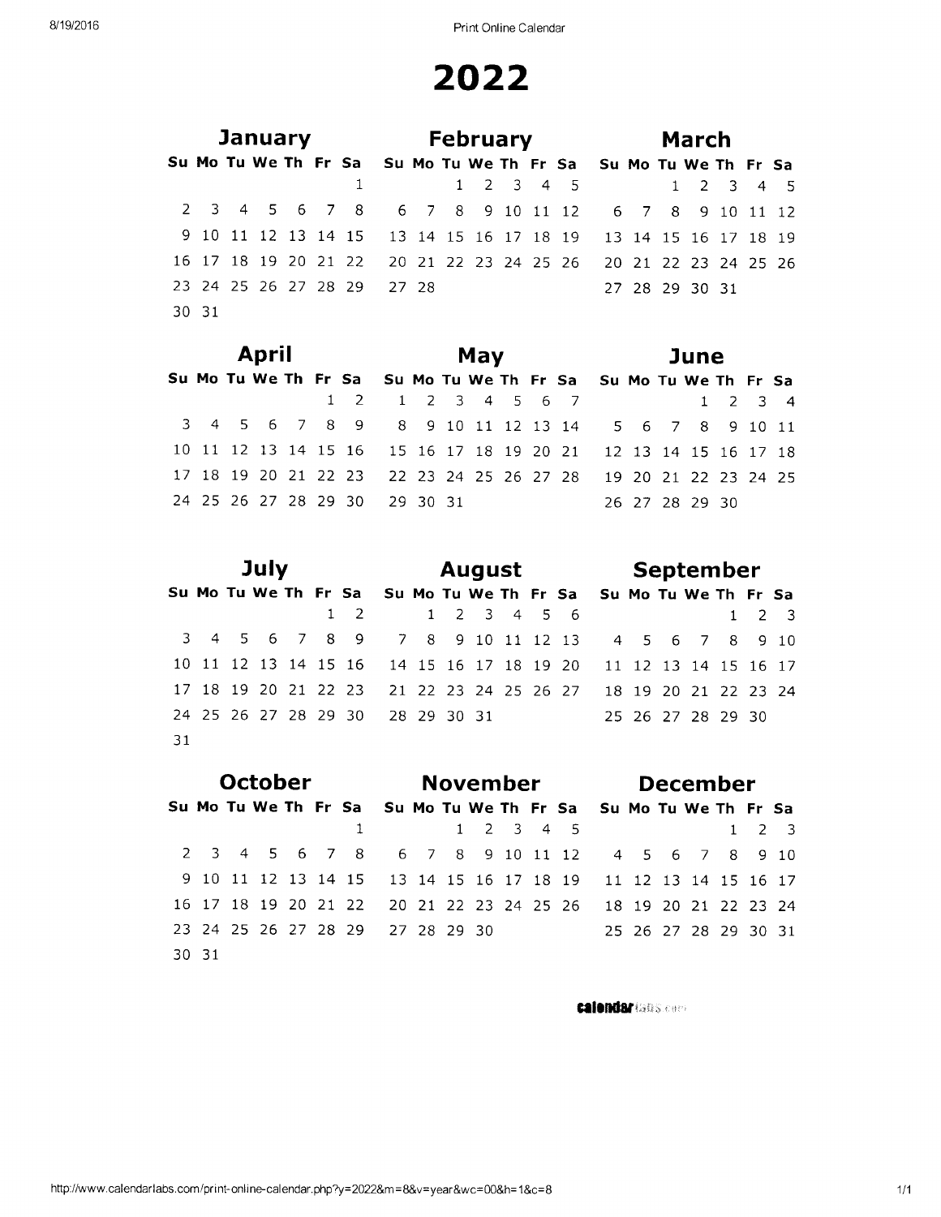# 2022

## January

| Su | Mo | Tu | We | Th | Fr | Sa |
|---|---|---|---|---|---|---|
| | | | | | | 1 |
| 2 | 3 | 4 | 5 | 6 | 7 | 8 |
| 9 | 10 | 11 | 12 | 13 | 14 | 15 |
| 16 | 17 | 18 | 19 | 20 | 21 | 22 |
| 23 | 24 | 25 | 26 | 27 | 28 | 29 |
| 30 | 31 | | | | | |

## February

| Su | Mo | Tu | We | Th | Fr | Sa |
|---|---|---|---|---|---|---|
| | | 1 | 2 | 3 | 4 | 5 |
| 6 | 7 | 8 | 9 | 10 | 11 | 12 |
| 13 | 14 | 15 | 16 | 17 | 18 | 19 |
| 20 | 21 | 22 | 23 | 24 | 25 | 26 |
| 27 | 28 | | | | | |

## March

| Su | Mo | Tu | We | Th | Fr | Sa |
|---|---|---|---|---|---|---|
| | | 1 | 2 | 3 | 4 | 5 |
| 6 | 7 | 8 | 9 | 10 | 11 | 12 |
| 13 | 14 | 15 | 16 | 17 | 18 | 19 |
| 20 | 21 | 22 | 23 | 24 | 25 | 26 |
| 27 | 28 | 29 | 30 | 31 | | |

## April

| Su | Mo | Tu | We | Th | Fr | Sa |
|---|---|---|---|---|---|---|
| | | | | | 1 | 2 |
| 3 | 4 | 5 | 6 | 7 | 8 | 9 |
| 10 | 11 | 12 | 13 | 14 | 15 | 16 |
| 17 | 18 | 19 | 20 | 21 | 22 | 23 |
| 24 | 25 | 26 | 27 | 28 | 29 | 30 |

## May

| Su | Mo | Tu | We | Th | Fr | Sa |
|---|---|---|---|---|---|---|
| 1 | 2 | 3 | 4 | 5 | 6 | 7 |
| 8 | 9 | 10 | 11 | 12 | 13 | 14 |
| 15 | 16 | 17 | 18 | 19 | 20 | 21 |
| 22 | 23 | 24 | 25 | 26 | 27 | 28 |
| 29 | 30 | 31 | | | | |

## June

| Su | Mo | Tu | We | Th | Fr | Sa |
|---|---|---|---|---|---|---|
| | | | 1 | 2 | 3 | 4 |
| 5 | 6 | 7 | 8 | 9 | 10 | 11 |
| 12 | 13 | 14 | 15 | 16 | 17 | 18 |
| 19 | 20 | 21 | 22 | 23 | 24 | 25 |
| 26 | 27 | 28 | 29 | 30 | | |

## July

| Su | Mo | Tu | We | Th | Fr | Sa |
|---|---|---|---|---|---|---|
| | | | | | 1 | 2 |
| 3 | 4 | 5 | 6 | 7 | 8 | 9 |
| 10 | 11 | 12 | 13 | 14 | 15 | 16 |
| 17 | 18 | 19 | 20 | 21 | 22 | 23 |
| 24 | 25 | 26 | 27 | 28 | 29 | 30 |
| 31 | | | | | | |

## August

| Su | Mo | Tu | We | Th | Fr | Sa |
|---|---|---|---|---|---|---|
| | 1 | 2 | 3 | 4 | 5 | 6 |
| 7 | 8 | 9 | 10 | 11 | 12 | 13 |
| 14 | 15 | 16 | 17 | 18 | 19 | 20 |
| 21 | 22 | 23 | 24 | 25 | 26 | 27 |
| 28 | 29 | 30 | 31 | | | |

## September

| Su | Mo | Tu | We | Th | Fr | Sa |
|---|---|---|---|---|---|---|
| | | | | 1 | 2 | 3 |
| 4 | 5 | 6 | 7 | 8 | 9 | 10 |
| 11 | 12 | 13 | 14 | 15 | 16 | 17 |
| 18 | 19 | 20 | 21 | 22 | 23 | 24 |
| 25 | 26 | 27 | 28 | 29 | 30 | |

## October

| Su | Mo | Tu | We | Th | Fr | Sa |
|---|---|---|---|---|---|---|
| | | | | | | 1 |
| 2 | 3 | 4 | 5 | 6 | 7 | 8 |
| 9 | 10 | 11 | 12 | 13 | 14 | 15 |
| 16 | 17 | 18 | 19 | 20 | 21 | 22 |
| 23 | 24 | 25 | 26 | 27 | 28 | 29 |
| 30 | 31 | | | | | |

## November

| Su | Mo | Tu | We | Th | Fr | Sa |
|---|---|---|---|---|---|---|
| | | 1 | 2 | 3 | 4 | 5 |
| 6 | 7 | 8 | 9 | 10 | 11 | 12 |
| 13 | 14 | 15 | 16 | 17 | 18 | 19 |
| 20 | 21 | 22 | 23 | 24 | 25 | 26 |
| 27 | 28 | 29 | 30 | | | |

## December

| Su | Mo | Tu | We | Th | Fr | Sa |
|---|---|---|---|---|---|---|
| | | | | 1 | 2 | 3 |
| 4 | 5 | 6 | 7 | 8 | 9 | 10 |
| 11 | 12 | 13 | 14 | 15 | 16 | 17 |
| 18 | 19 | 20 | 21 | 22 | 23 | 24 |
| 25 | 26 | 27 | 28 | 29 | 30 | 31 |

calendarlabs.com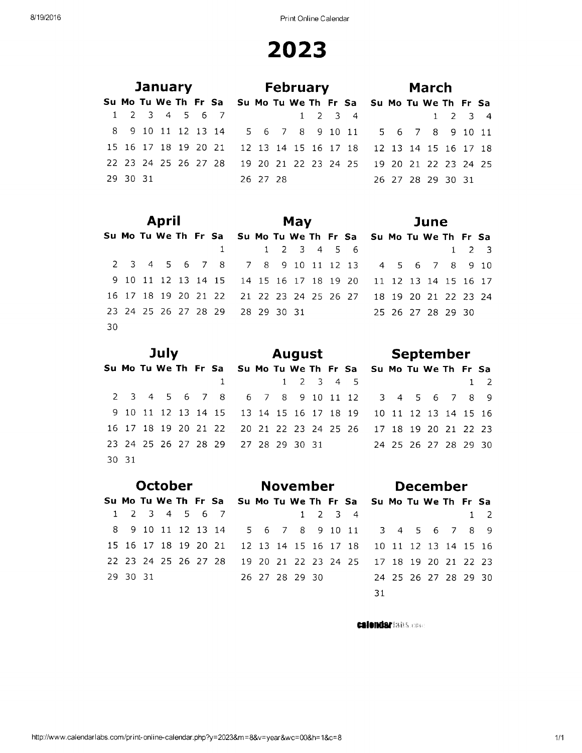# 2023

## January

| Su | Mo | Tu | We | Th | Fr | Sa |
|---|---|---|---|---|---|---|
| 1 | 2 | 3 | 4 | 5 | 6 | 7 |
| 8 | 9 | 10 | 11 | 12 | 13 | 14 |
| 15 | 16 | 17 | 18 | 19 | 20 | 21 |
| 22 | 23 | 24 | 25 | 26 | 27 | 28 |
| 29 | 30 | 31 | | | | |

## February

| Su | Mo | Tu | We | Th | Fr | Sa |
|---|---|---|---|---|---|---|
| | | | 1 | 2 | 3 | 4 |
| 5 | 6 | 7 | 8 | 9 | 10 | 11 |
| 12 | 13 | 14 | 15 | 16 | 17 | 18 |
| 19 | 20 | 21 | 22 | 23 | 24 | 25 |
| 26 | 27 | 28 | | | | |

## March

| Su | Mo | Tu | We | Th | Fr | Sa |
|---|---|---|---|---|---|---|
| | | | 1 | 2 | 3 | 4 |
| 5 | 6 | 7 | 8 | 9 | 10 | 11 |
| 12 | 13 | 14 | 15 | 16 | 17 | 18 |
| 19 | 20 | 21 | 22 | 23 | 24 | 25 |
| 26 | 27 | 28 | 29 | 30 | 31 | |

## April

| Su | Mo | Tu | We | Th | Fr | Sa |
|---|---|---|---|---|---|---|
| | | | | | | 1 |
| 2 | 3 | 4 | 5 | 6 | 7 | 8 |
| 9 | 10 | 11 | 12 | 13 | 14 | 15 |
| 16 | 17 | 18 | 19 | 20 | 21 | 22 |
| 23 | 24 | 25 | 26 | 27 | 28 | 29 |
| 30 | | | | | | |

## May

| Su | Mo | Tu | We | Th | Fr | Sa |
|---|---|---|---|---|---|---|
| | 1 | 2 | 3 | 4 | 5 | 6 |
| 7 | 8 | 9 | 10 | 11 | 12 | 13 |
| 14 | 15 | 16 | 17 | 18 | 19 | 20 |
| 21 | 22 | 23 | 24 | 25 | 26 | 27 |
| 28 | 29 | 30 | 31 | | | |

## June

| Su | Mo | Tu | We | Th | Fr | Sa |
|---|---|---|---|---|---|---|
| | | | | 1 | 2 | 3 |
| 4 | 5 | 6 | 7 | 8 | 9 | 10 |
| 11 | 12 | 13 | 14 | 15 | 16 | 17 |
| 18 | 19 | 20 | 21 | 22 | 23 | 24 |
| 25 | 26 | 27 | 28 | 29 | 30 | |

## July

| Su | Mo | Tu | We | Th | Fr | Sa |
|---|---|---|---|---|---|---|
| | | | | | | 1 |
| 2 | 3 | 4 | 5 | 6 | 7 | 8 |
| 9 | 10 | 11 | 12 | 13 | 14 | 15 |
| 16 | 17 | 18 | 19 | 20 | 21 | 22 |
| 23 | 24 | 25 | 26 | 27 | 28 | 29 |
| 30 | 31 | | | | | |

## August

| Su | Mo | Tu | We | Th | Fr | Sa |
|---|---|---|---|---|---|---|
| | | 1 | 2 | 3 | 4 | 5 |
| 6 | 7 | 8 | 9 | 10 | 11 | 12 |
| 13 | 14 | 15 | 16 | 17 | 18 | 19 |
| 20 | 21 | 22 | 23 | 24 | 25 | 26 |
| 27 | 28 | 29 | 30 | 31 | | |

## September

| Su | Mo | Tu | We | Th | Fr | Sa |
|---|---|---|---|---|---|---|
| | | | | | 1 | 2 |
| 3 | 4 | 5 | 6 | 7 | 8 | 9 |
| 10 | 11 | 12 | 13 | 14 | 15 | 16 |
| 17 | 18 | 19 | 20 | 21 | 22 | 23 |
| 24 | 25 | 26 | 27 | 28 | 29 | 30 |

## October

| Su | Mo | Tu | We | Th | Fr | Sa |
|---|---|---|---|---|---|---|
| 1 | 2 | 3 | 4 | 5 | 6 | 7 |
| 8 | 9 | 10 | 11 | 12 | 13 | 14 |
| 15 | 16 | 17 | 18 | 19 | 20 | 21 |
| 22 | 23 | 24 | 25 | 26 | 27 | 28 |
| 29 | 30 | 31 | | | | |

## November

| Su | Mo | Tu | We | Th | Fr | Sa |
|---|---|---|---|---|---|---|
| | | | 1 | 2 | 3 | 4 |
| 5 | 6 | 7 | 8 | 9 | 10 | 11 |
| 12 | 13 | 14 | 15 | 16 | 17 | 18 |
| 19 | 20 | 21 | 22 | 23 | 24 | 25 |
| 26 | 27 | 28 | 29 | 30 | | |

## December

| Su | Mo | Tu | We | Th | Fr | Sa |
|---|---|---|---|---|---|---|
| | | | | | 1 | 2 |
| 3 | 4 | 5 | 6 | 7 | 8 | 9 |
| 10 | 11 | 12 | 13 | 14 | 15 | 16 |
| 17 | 18 | 19 | 20 | 21 | 22 | 23 |
| 24 | 25 | 26 | 27 | 28 | 29 | 30 |
| 31 | | | | | | |

calendarlabs.com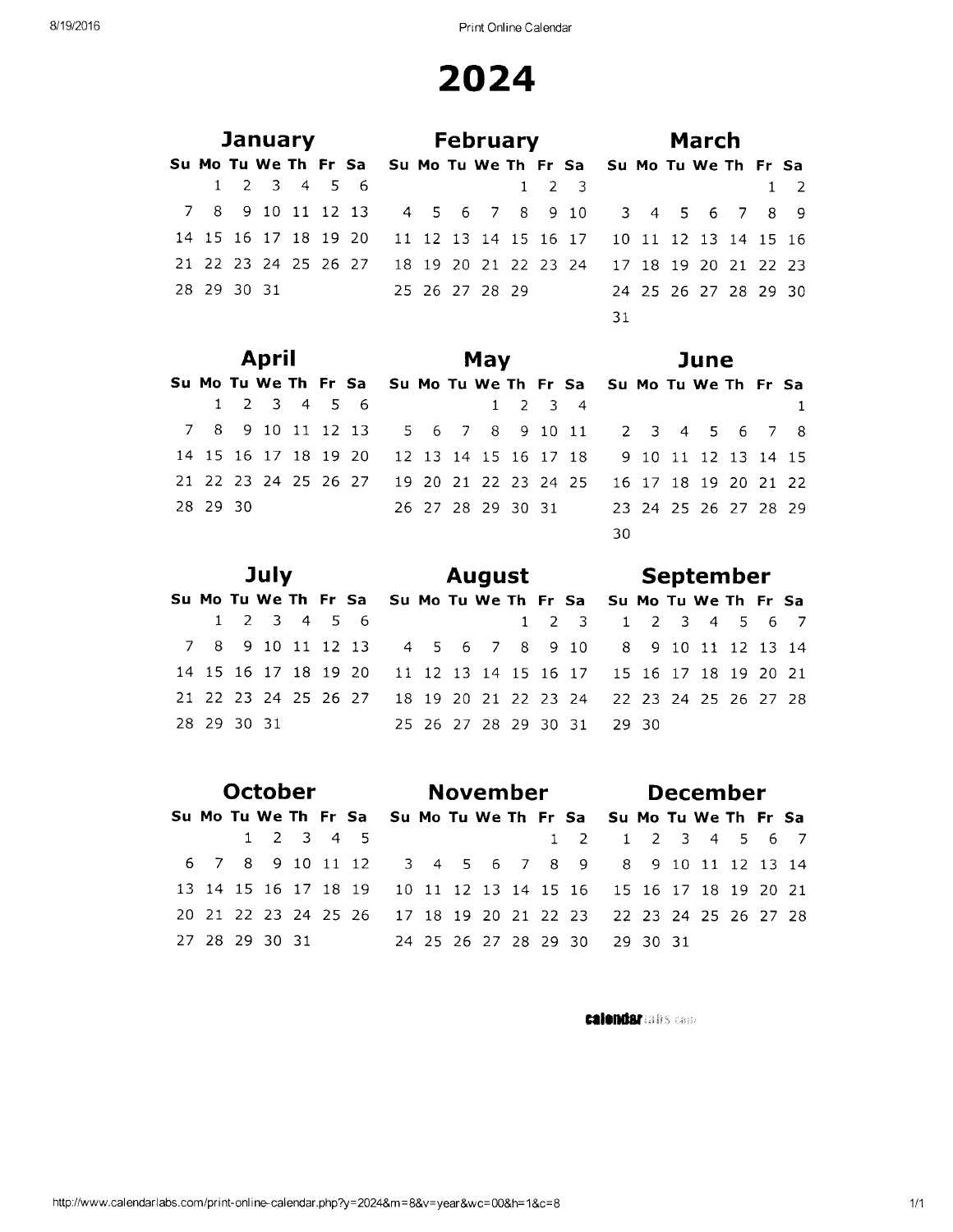# 2024

## January

| Su | Mo | Tu | We | Th | Fr | Sa |
|---|---|---|---|---|---|---|
| | 1 | 2 | 3 | 4 | 5 | 6 |
| 7 | 8 | 9 | 10 | 11 | 12 | 13 |
| 14 | 15 | 16 | 17 | 18 | 19 | 20 |
| 21 | 22 | 23 | 24 | 25 | 26 | 27 |
| 28 | 29 | 30 | 31 | | | |

## February

| Su | Mo | Tu | We | Th | Fr | Sa |
|---|---|---|---|---|---|---|
| | | | | 1 | 2 | 3 |
| 4 | 5 | 6 | 7 | 8 | 9 | 10 |
| 11 | 12 | 13 | 14 | 15 | 16 | 17 |
| 18 | 19 | 20 | 21 | 22 | 23 | 24 |
| 25 | 26 | 27 | 28 | 29 | | |

## March

| Su | Mo | Tu | We | Th | Fr | Sa |
|---|---|---|---|---|---|---|
| | | | | | 1 | 2 |
| 3 | 4 | 5 | 6 | 7 | 8 | 9 |
| 10 | 11 | 12 | 13 | 14 | 15 | 16 |
| 17 | 18 | 19 | 20 | 21 | 22 | 23 |
| 24 | 25 | 26 | 27 | 28 | 29 | 30 |
| 31 | | | | | | |

## April

| Su | Mo | Tu | We | Th | Fr | Sa |
|---|---|---|---|---|---|---|
| | 1 | 2 | 3 | 4 | 5 | 6 |
| 7 | 8 | 9 | 10 | 11 | 12 | 13 |
| 14 | 15 | 16 | 17 | 18 | 19 | 20 |
| 21 | 22 | 23 | 24 | 25 | 26 | 27 |
| 28 | 29 | 30 | | | | |

## May

| Su | Mo | Tu | We | Th | Fr | Sa |
|---|---|---|---|---|---|---|
| | | | 1 | 2 | 3 | 4 |
| 5 | 6 | 7 | 8 | 9 | 10 | 11 |
| 12 | 13 | 14 | 15 | 16 | 17 | 18 |
| 19 | 20 | 21 | 22 | 23 | 24 | 25 |
| 26 | 27 | 28 | 29 | 30 | 31 | |

## June

| Su | Mo | Tu | We | Th | Fr | Sa |
|---|---|---|---|---|---|---|
| | | | | | | 1 |
| 2 | 3 | 4 | 5 | 6 | 7 | 8 |
| 9 | 10 | 11 | 12 | 13 | 14 | 15 |
| 16 | 17 | 18 | 19 | 20 | 21 | 22 |
| 23 | 24 | 25 | 26 | 27 | 28 | 29 |
| 30 | | | | | | |

## July

| Su | Mo | Tu | We | Th | Fr | Sa |
|---|---|---|---|---|---|---|
| | 1 | 2 | 3 | 4 | 5 | 6 |
| 7 | 8 | 9 | 10 | 11 | 12 | 13 |
| 14 | 15 | 16 | 17 | 18 | 19 | 20 |
| 21 | 22 | 23 | 24 | 25 | 26 | 27 |
| 28 | 29 | 30 | 31 | | | |

## August

| Su | Mo | Tu | We | Th | Fr | Sa |
|---|---|---|---|---|---|---|
| | | | | 1 | 2 | 3 |
| 4 | 5 | 6 | 7 | 8 | 9 | 10 |
| 11 | 12 | 13 | 14 | 15 | 16 | 17 |
| 18 | 19 | 20 | 21 | 22 | 23 | 24 |
| 25 | 26 | 27 | 28 | 29 | 30 | 31 |

## September

| Su | Mo | Tu | We | Th | Fr | Sa |
|---|---|---|---|---|---|---|
| 1 | 2 | 3 | 4 | 5 | 6 | 7 |
| 8 | 9 | 10 | 11 | 12 | 13 | 14 |
| 15 | 16 | 17 | 18 | 19 | 20 | 21 |
| 22 | 23 | 24 | 25 | 26 | 27 | 28 |
| 29 | 30 | | | | | |

## October

| Su | Mo | Tu | We | Th | Fr | Sa |
|---|---|---|---|---|---|---|
| | | 1 | 2 | 3 | 4 | 5 |
| 6 | 7 | 8 | 9 | 10 | 11 | 12 |
| 13 | 14 | 15 | 16 | 17 | 18 | 19 |
| 20 | 21 | 22 | 23 | 24 | 25 | 26 |
| 27 | 28 | 29 | 30 | 31 | | |

## November

| Su | Mo | Tu | We | Th | Fr | Sa |
|---|---|---|---|---|---|---|
| | | | | | 1 | 2 |
| 3 | 4 | 5 | 6 | 7 | 8 | 9 |
| 10 | 11 | 12 | 13 | 14 | 15 | 16 |
| 17 | 18 | 19 | 20 | 21 | 22 | 23 |
| 24 | 25 | 26 | 27 | 28 | 29 | 30 |

## December

| Su | Mo | Tu | We | Th | Fr | Sa |
|---|---|---|---|---|---|---|
| 1 | 2 | 3 | 4 | 5 | 6 | 7 |
| 8 | 9 | 10 | 11 | 12 | 13 | 14 |
| 15 | 16 | 17 | 18 | 19 | 20 | 21 |
| 22 | 23 | 24 | 25 | 26 | 27 | 28 |
| 29 | 30 | 31 | | | | |

calendarlabs.com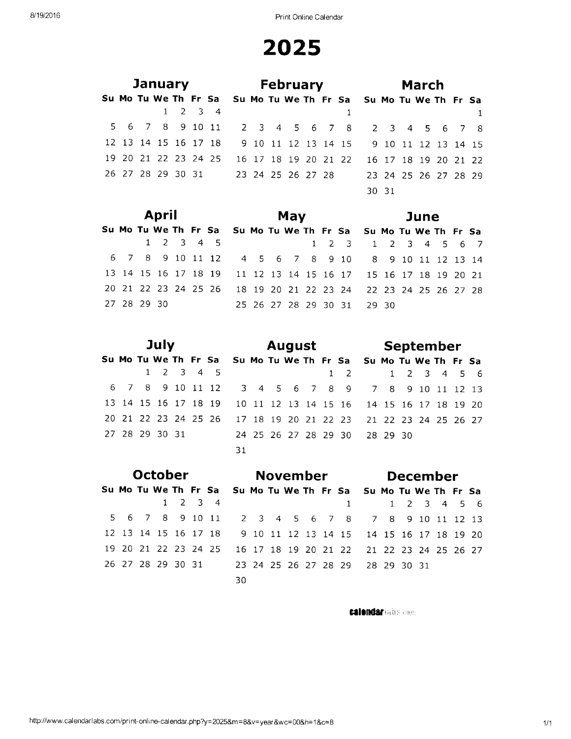# 2025

## January

| Su | Mo | Tu | We | Th | Fr | Sa |
|---|---|---|---|---|---|---|
| | | | 1 | 2 | 3 | 4 |
| 5 | 6 | 7 | 8 | 9 | 10 | 11 |
| 12 | 13 | 14 | 15 | 16 | 17 | 18 |
| 19 | 20 | 21 | 22 | 23 | 24 | 25 |
| 26 | 27 | 28 | 29 | 30 | 31 | |

## February

| Su | Mo | Tu | We | Th | Fr | Sa |
|---|---|---|---|---|---|---|
| | | | | | | 1 |
| 2 | 3 | 4 | 5 | 6 | 7 | 8 |
| 9 | 10 | 11 | 12 | 13 | 14 | 15 |
| 16 | 17 | 18 | 19 | 20 | 21 | 22 |
| 23 | 24 | 25 | 26 | 27 | 28 | |

## March

| Su | Mo | Tu | We | Th | Fr | Sa |
|---|---|---|---|---|---|---|
| | | | | | | 1 |
| 2 | 3 | 4 | 5 | 6 | 7 | 8 |
| 9 | 10 | 11 | 12 | 13 | 14 | 15 |
| 16 | 17 | 18 | 19 | 20 | 21 | 22 |
| 23 | 24 | 25 | 26 | 27 | 28 | 29 |
| 30 | 31 | | | | | |

## April

| Su | Mo | Tu | We | Th | Fr | Sa |
|---|---|---|---|---|---|---|
| | | 1 | 2 | 3 | 4 | 5 |
| 6 | 7 | 8 | 9 | 10 | 11 | 12 |
| 13 | 14 | 15 | 16 | 17 | 18 | 19 |
| 20 | 21 | 22 | 23 | 24 | 25 | 26 |
| 27 | 28 | 29 | 30 | | | |

## May

| Su | Mo | Tu | We | Th | Fr | Sa |
|---|---|---|---|---|---|---|
| | | | | 1 | 2 | 3 |
| 4 | 5 | 6 | 7 | 8 | 9 | 10 |
| 11 | 12 | 13 | 14 | 15 | 16 | 17 |
| 18 | 19 | 20 | 21 | 22 | 23 | 24 |
| 25 | 26 | 27 | 28 | 29 | 30 | 31 |

## June

| Su | Mo | Tu | We | Th | Fr | Sa |
|---|---|---|---|---|---|---|
| 1 | 2 | 3 | 4 | 5 | 6 | 7 |
| 8 | 9 | 10 | 11 | 12 | 13 | 14 |
| 15 | 16 | 17 | 18 | 19 | 20 | 21 |
| 22 | 23 | 24 | 25 | 26 | 27 | 28 |
| 29 | 30 | | | | | |

## July

| Su | Mo | Tu | We | Th | Fr | Sa |
|---|---|---|---|---|---|---|
| | | 1 | 2 | 3 | 4 | 5 |
| 6 | 7 | 8 | 9 | 10 | 11 | 12 |
| 13 | 14 | 15 | 16 | 17 | 18 | 19 |
| 20 | 21 | 22 | 23 | 24 | 25 | 26 |
| 27 | 28 | 29 | 30 | 31 | | |

## August

| Su | Mo | Tu | We | Th | Fr | Sa |
|---|---|---|---|---|---|---|
| | | | | | 1 | 2 |
| 3 | 4 | 5 | 6 | 7 | 8 | 9 |
| 10 | 11 | 12 | 13 | 14 | 15 | 16 |
| 17 | 18 | 19 | 20 | 21 | 22 | 23 |
| 24 | 25 | 26 | 27 | 28 | 29 | 30 |
| 31 | | | | | | |

## September

| Su | Mo | Tu | We | Th | Fr | Sa |
|---|---|---|---|---|---|---|
| | 1 | 2 | 3 | 4 | 5 | 6 |
| 7 | 8 | 9 | 10 | 11 | 12 | 13 |
| 14 | 15 | 16 | 17 | 18 | 19 | 20 |
| 21 | 22 | 23 | 24 | 25 | 26 | 27 |
| 28 | 29 | 30 | | | | |

## October

| Su | Mo | Tu | We | Th | Fr | Sa |
|---|---|---|---|---|---|---|
| | | | 1 | 2 | 3 | 4 |
| 5 | 6 | 7 | 8 | 9 | 10 | 11 |
| 12 | 13 | 14 | 15 | 16 | 17 | 18 |
| 19 | 20 | 21 | 22 | 23 | 24 | 25 |
| 26 | 27 | 28 | 29 | 30 | 31 | |

## November

| Su | Mo | Tu | We | Th | Fr | Sa |
|---|---|---|---|---|---|---|
| | | | | | | 1 |
| 2 | 3 | 4 | 5 | 6 | 7 | 8 |
| 9 | 10 | 11 | 12 | 13 | 14 | 15 |
| 16 | 17 | 18 | 19 | 20 | 21 | 22 |
| 23 | 24 | 25 | 26 | 27 | 28 | 29 |
| 30 | | | | | | |

## December

| Su | Mo | Tu | We | Th | Fr | Sa |
|---|---|---|---|---|---|---|
| | 1 | 2 | 3 | 4 | 5 | 6 |
| 7 | 8 | 9 | 10 | 11 | 12 | 13 |
| 14 | 15 | 16 | 17 | 18 | 19 | 20 |
| 21 | 22 | 23 | 24 | 25 | 26 | 27 |
| 28 | 29 | 30 | 31 | | | |

calendarlabs.com